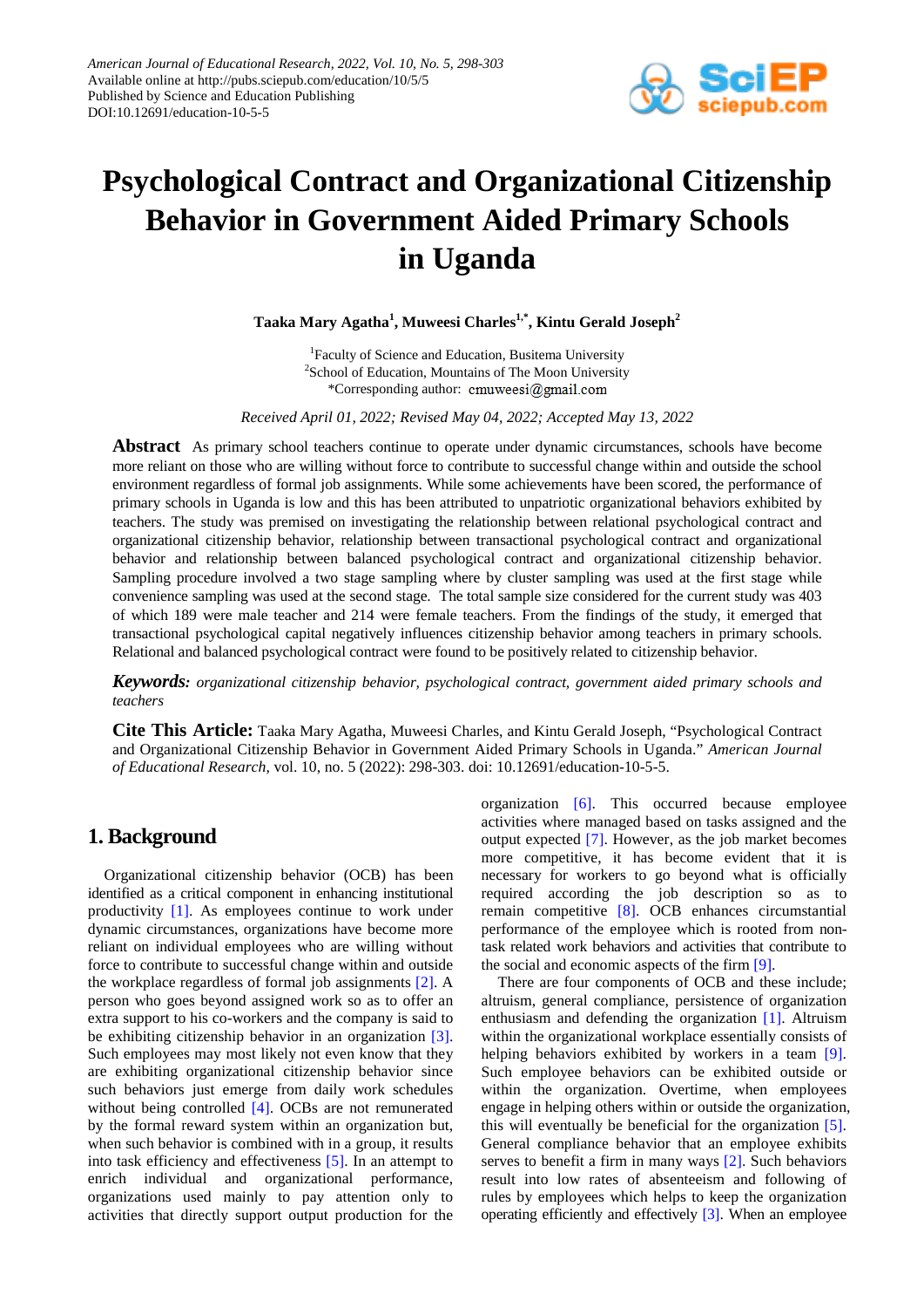American Journal of Educational Research, 2022, Vol. 10, No. 5, 298-303
Available online at http://pubs.sciepub.com/education/10/5/5
Published by Science and Education Publishing
DOI:10.12691/education-10-5-5

# Psychological Contract and Organizational Citizenship Behavior in Government Aided Primary Schools in Uganda

**Taaka Mary Agatha[1], Muweesi Charles[1,*], Kintu Gerald Joseph[2]**

[1]Faculty of Science and Education, Busitema University
[2]School of Education, Mountains of The Moon University
*Corresponding author: cmuweesi@gmail.com

*Received April 01, 2022; Revised May 04, 2022; Accepted May 13, 2022*

**Abstract** As primary school teachers continue to operate under dynamic circumstances, schools have become more reliant on those who are willing without force to contribute to successful change within and outside the school environment regardless of formal job assignments. While some achievements have been scored, the performance of primary schools in Uganda is low and this has been attributed to unpatriotic organizational behaviors exhibited by teachers. The study was premised on investigating the relationship between relational psychological contract and organizational citizenship behavior, relationship between transactional psychological contract and organizational behavior and relationship between balanced psychological contract and organizational citizenship behavior. Sampling procedure involved a two stage sampling where by cluster sampling was used at the first stage while convenience sampling was used at the second stage. The total sample size considered for the current study was 403 of which 189 were male teacher and 214 were female teachers. From the findings of the study, it emerged that transactional psychological capital negatively influences citizenship behavior among teachers in primary schools. Relational and balanced psychological contract were found to be positively related to citizenship behavior.

***Keywords:*** *organizational citizenship behavior, psychological contract, government aided primary schools and teachers*

**Cite This Article:** Taaka Mary Agatha, Muweesi Charles, and Kintu Gerald Joseph, "Psychological Contract and Organizational Citizenship Behavior in Government Aided Primary Schools in Uganda." *American Journal of Educational Research*, vol. 10, no. 5 (2022): 298-303. doi: 10.12691/education-10-5-5.

## 1. Background

Organizational citizenship behavior (OCB) has been identified as a critical component in enhancing institutional productivity [1]. As employees continue to work under dynamic circumstances, organizations have become more reliant on individual employees who are willing without force to contribute to successful change within and outside the workplace regardless of formal job assignments [2]. A person who goes beyond assigned work so as to offer an extra support to his co-workers and the company is said to be exhibiting citizenship behavior in an organization [3]. Such employees may most likely not even know that they are exhibiting organizational citizenship behavior since such behaviors just emerge from daily work schedules without being controlled [4]. OCBs are not remunerated by the formal reward system within an organization but, when such behavior is combined with in a group, it results into task efficiency and effectiveness [5]. In an attempt to enrich individual and organizational performance, organizations used mainly to pay attention only to activities that directly support output production for the organization [6]. This occurred because employee activities where managed based on tasks assigned and the output expected [7]. However, as the job market becomes more competitive, it has become evident that it is necessary for workers to go beyond what is officially required according the job description so as to remain competitive [8]. OCB enhances circumstantial performance of the employee which is rooted from non-task related work behaviors and activities that contribute to the social and economic aspects of the firm [9].

There are four components of OCB and these include; altruism, general compliance, persistence of organization enthusiasm and defending the organization [1]. Altruism within the organizational workplace essentially consists of helping behaviors exhibited by workers in a team [9]. Such employee behaviors can be exhibited outside or within the organization. Overtime, when employees engage in helping others within or outside the organization, this will eventually be beneficial for the organization [5]. General compliance behavior that an employee exhibits serves to benefit a firm in many ways [2]. Such behaviors result into low rates of absenteeism and following of rules by employees which helps to keep the organization operating efficiently and effectively [3]. When an employee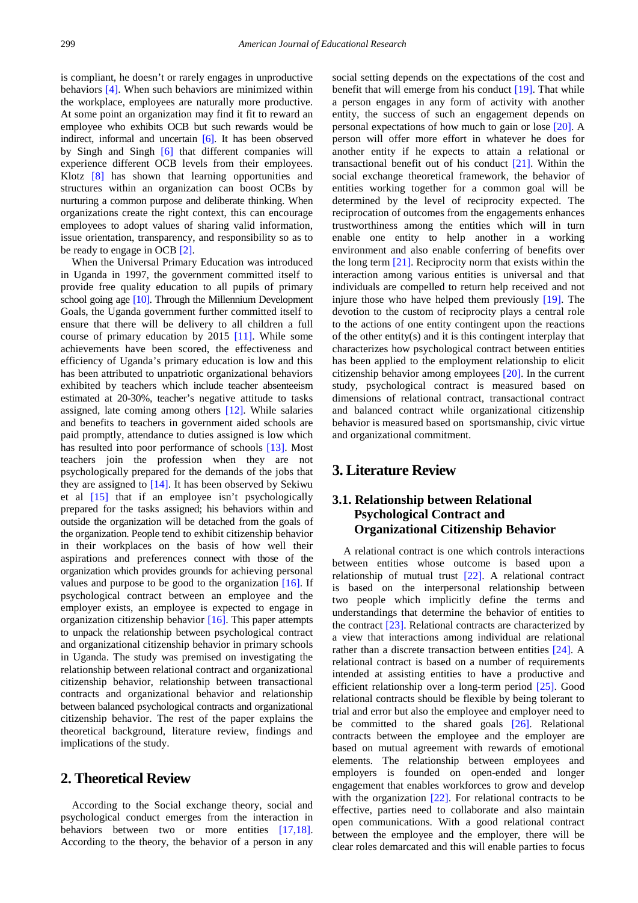is compliant, he doesn't or rarely engages in unproductive behaviors [4]. When such behaviors are minimized within the workplace, employees are naturally more productive. At some point an organization may find it fit to reward an employee who exhibits OCB but such rewards would be indirect, informal and uncertain [6]. It has been observed by Singh and Singh [6] that different companies will experience different OCB levels from their employees. Klotz [8] has shown that learning opportunities and structures within an organization can boost OCBs by nurturing a common purpose and deliberate thinking. When organizations create the right context, this can encourage employees to adopt values of sharing valid information, issue orientation, transparency, and responsibility so as to be ready to engage in OCB [2].

When the Universal Primary Education was introduced in Uganda in 1997, the government committed itself to provide free quality education to all pupils of primary school going age [10]. Through the Millennium Development Goals, the Uganda government further committed itself to ensure that there will be delivery to all children a full course of primary education by 2015 [11]. While some achievements have been scored, the effectiveness and efficiency of Uganda's primary education is low and this has been attributed to unpatriotic organizational behaviors exhibited by teachers which include teacher absenteeism estimated at 20-30%, teacher's negative attitude to tasks assigned, late coming among others [12]. While salaries and benefits to teachers in government aided schools are paid promptly, attendance to duties assigned is low which has resulted into poor performance of schools [13]. Most teachers join the profession when they are not psychologically prepared for the demands of the jobs that they are assigned to [14]. It has been observed by Sekiwu et al [15] that if an employee isn't psychologically prepared for the tasks assigned; his behaviors within and outside the organization will be detached from the goals of the organization. People tend to exhibit citizenship behavior in their workplaces on the basis of how well their aspirations and preferences connect with those of the organization which provides grounds for achieving personal values and purpose to be good to the organization [16]. If psychological contract between an employee and the employer exists, an employee is expected to engage in organization citizenship behavior [16]. This paper attempts to unpack the relationship between psychological contract and organizational citizenship behavior in primary schools in Uganda. The study was premised on investigating the relationship between relational contract and organizational citizenship behavior, relationship between transactional contracts and organizational behavior and relationship between balanced psychological contracts and organizational citizenship behavior. The rest of the paper explains the theoretical background, literature review, findings and implications of the study.

## 2. Theoretical Review

According to the Social exchange theory, social and psychological conduct emerges from the interaction in behaviors between two or more entities [17,18]. According to the theory, the behavior of a person in any social setting depends on the expectations of the cost and benefit that will emerge from his conduct [19]. That while a person engages in any form of activity with another entity, the success of such an engagement depends on personal expectations of how much to gain or lose [20]. A person will offer more effort in whatever he does for another entity if he expects to attain a relational or transactional benefit out of his conduct [21]. Within the social exchange theoretical framework, the behavior of entities working together for a common goal will be determined by the level of reciprocity expected. The reciprocation of outcomes from the engagements enhances trustworthiness among the entities which will in turn enable one entity to help another in a working environment and also enable conferring of benefits over the long term [21]. Reciprocity norm that exists within the interaction among various entities is universal and that individuals are compelled to return help received and not injure those who have helped them previously [19]. The devotion to the custom of reciprocity plays a central role to the actions of one entity contingent upon the reactions of the other entity(s) and it is this contingent interplay that characterizes how psychological contract between entities has been applied to the employment relationship to elicit citizenship behavior among employees [20]. In the current study, psychological contract is measured based on dimensions of relational contract, transactional contract and balanced contract while organizational citizenship behavior is measured based on sportsmanship, civic virtue and organizational commitment.

## 3. Literature Review

### 3.1. Relationship between Relational Psychological Contract and Organizational Citizenship Behavior

A relational contract is one which controls interactions between entities whose outcome is based upon a relationship of mutual trust [22]. A relational contract is based on the interpersonal relationship between two people which implicitly define the terms and understandings that determine the behavior of entities to the contract [23]. Relational contracts are characterized by a view that interactions among individual are relational rather than a discrete transaction between entities [24]. A relational contract is based on a number of requirements intended at assisting entities to have a productive and efficient relationship over a long-term period [25]. Good relational contracts should be flexible by being tolerant to trial and error but also the employee and employer need to be committed to the shared goals [26]. Relational contracts between the employee and the employer are based on mutual agreement with rewards of emotional elements. The relationship between employees and employers is founded on open-ended and longer engagement that enables workforces to grow and develop with the organization [22]. For relational contracts to be effective, parties need to collaborate and also maintain open communications. With a good relational contract between the employee and the employer, there will be clear roles demarcated and this will enable parties to focus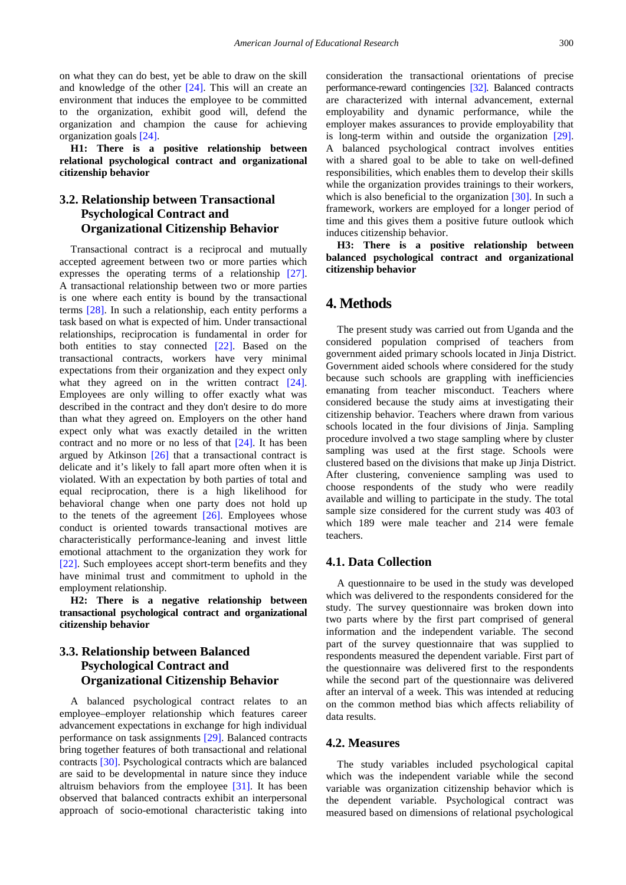on what they can do best, yet be able to draw on the skill and knowledge of the other [24]. This will an create an environment that induces the employee to be committed to the organization, exhibit good will, defend the organization and champion the cause for achieving organization goals [24].

**H1: There is a positive relationship between relational psychological contract and organizational citizenship behavior**

### 3.2. Relationship between Transactional Psychological Contract and Organizational Citizenship Behavior

Transactional contract is a reciprocal and mutually accepted agreement between two or more parties which expresses the operating terms of a relationship [27]. A transactional relationship between two or more parties is one where each entity is bound by the transactional terms [28]. In such a relationship, each entity performs a task based on what is expected of him. Under transactional relationships, reciprocation is fundamental in order for both entities to stay connected [22]. Based on the transactional contracts, workers have very minimal expectations from their organization and they expect only what they agreed on in the written contract [24]. Employees are only willing to offer exactly what was described in the contract and they don't desire to do more than what they agreed on. Employers on the other hand expect only what was exactly detailed in the written contract and no more or no less of that [24]. It has been argued by Atkinson [26] that a transactional contract is delicate and it's likely to fall apart more often when it is violated. With an expectation by both parties of total and equal reciprocation, there is a high likelihood for behavioral change when one party does not hold up to the tenets of the agreement [26]. Employees whose conduct is oriented towards transactional motives are characteristically performance-leaning and invest little emotional attachment to the organization they work for [22]. Such employees accept short-term benefits and they have minimal trust and commitment to uphold in the employment relationship.

**H2: There is a negative relationship between transactional psychological contract and organizational citizenship behavior**

### 3.3. Relationship between Balanced Psychological Contract and Organizational Citizenship Behavior

A balanced psychological contract relates to an employee–employer relationship which features career advancement expectations in exchange for high individual performance on task assignments [29]. Balanced contracts bring together features of both transactional and relational contracts [30]. Psychological contracts which are balanced are said to be developmental in nature since they induce altruism behaviors from the employee [31]. It has been observed that balanced contracts exhibit an interpersonal approach of socio-emotional characteristic taking into consideration the transactional orientations of precise performance-reward contingencies [32]. Balanced contracts are characterized with internal advancement, external employability and dynamic performance, while the employer makes assurances to provide employability that is long-term within and outside the organization [29]. A balanced psychological contract involves entities with a shared goal to be able to take on well-defined responsibilities, which enables them to develop their skills while the organization provides trainings to their workers, which is also beneficial to the organization [30]. In such a framework, workers are employed for a longer period of time and this gives them a positive future outlook which induces citizenship behavior.

**H3: There is a positive relationship between balanced psychological contract and organizational citizenship behavior**

## 4. Methods

The present study was carried out from Uganda and the considered population comprised of teachers from government aided primary schools located in Jinja District. Government aided schools where considered for the study because such schools are grappling with inefficiencies emanating from teacher misconduct. Teachers where considered because the study aims at investigating their citizenship behavior. Teachers where drawn from various schools located in the four divisions of Jinja. Sampling procedure involved a two stage sampling where by cluster sampling was used at the first stage. Schools were clustered based on the divisions that make up Jinja District. After clustering, convenience sampling was used to choose respondents of the study who were readily available and willing to participate in the study. The total sample size considered for the current study was 403 of which 189 were male teacher and 214 were female teachers.

### 4.1. Data Collection

A questionnaire to be used in the study was developed which was delivered to the respondents considered for the study. The survey questionnaire was broken down into two parts where by the first part comprised of general information and the independent variable. The second part of the survey questionnaire that was supplied to respondents measured the dependent variable. First part of the questionnaire was delivered first to the respondents while the second part of the questionnaire was delivered after an interval of a week. This was intended at reducing on the common method bias which affects reliability of data results.

### 4.2. Measures

The study variables included psychological capital which was the independent variable while the second variable was organization citizenship behavior which is the dependent variable. Psychological contract was measured based on dimensions of relational psychological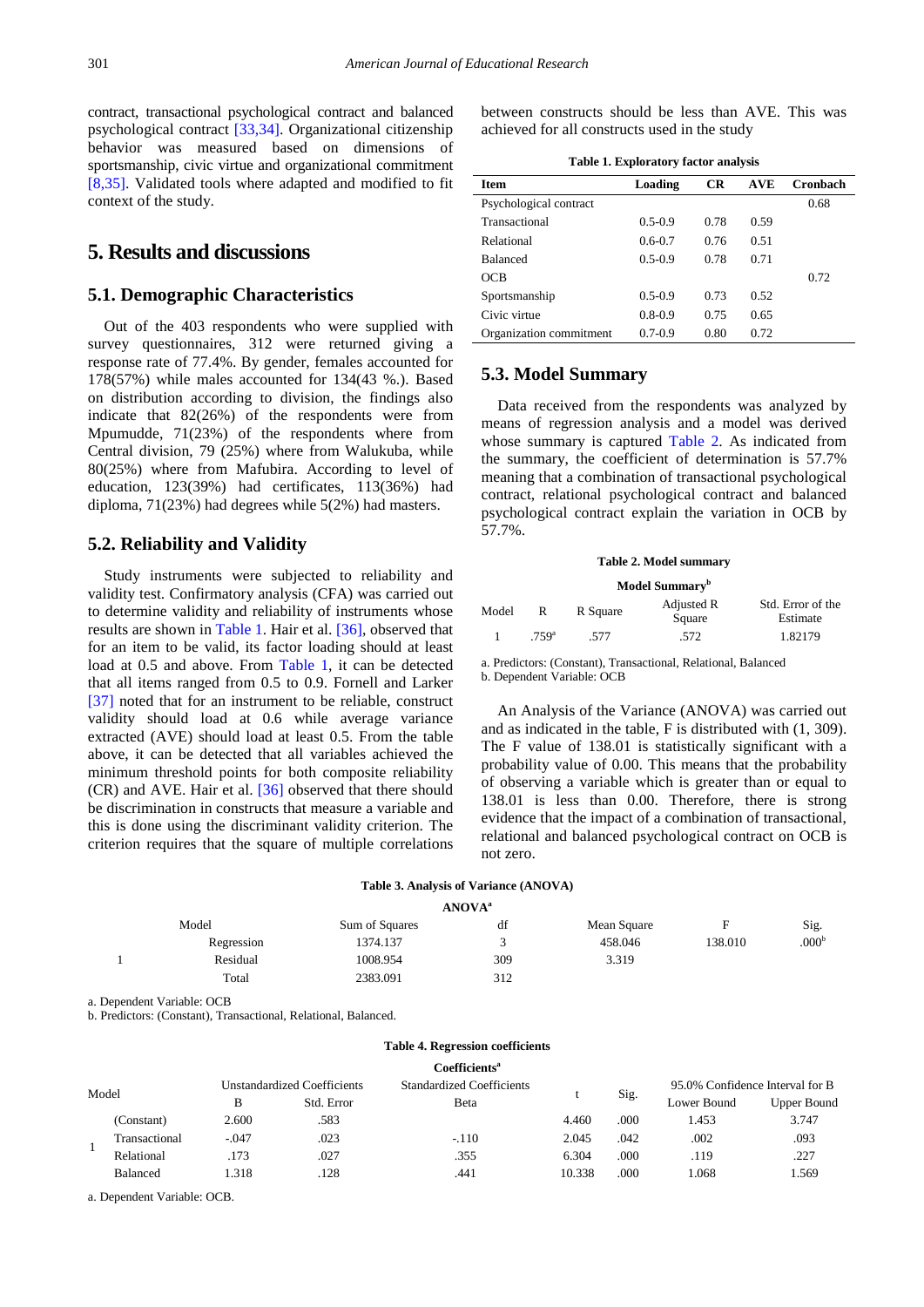contract, transactional psychological contract and balanced psychological contract [33,34]. Organizational citizenship behavior was measured based on dimensions of sportsmanship, civic virtue and organizational commitment [8,35]. Validated tools where adapted and modified to fit context of the study.

## 5. Results and discussions

### 5.1. Demographic Characteristics

Out of the 403 respondents who were supplied with survey questionnaires, 312 were returned giving a response rate of 77.4%. By gender, females accounted for 178(57%) while males accounted for 134(43 %.). Based on distribution according to division, the findings also indicate that 82(26%) of the respondents were from Mpumudde, 71(23%) of the respondents where from Central division, 79 (25%) where from Walukuba, while 80(25%) where from Mafubira. According to level of education, 123(39%) had certificates, 113(36%) had diploma, 71(23%) had degrees while 5(2%) had masters.

### 5.2. Reliability and Validity

Study instruments were subjected to reliability and validity test. Confirmatory analysis (CFA) was carried out to determine validity and reliability of instruments whose results are shown in Table 1. Hair et al. [36], observed that for an item to be valid, its factor loading should at least load at 0.5 and above. From Table 1, it can be detected that all items ranged from 0.5 to 0.9. Fornell and Larker [37] noted that for an instrument to be reliable, construct validity should load at 0.6 while average variance extracted (AVE) should load at least 0.5. From the table above, it can be detected that all variables achieved the minimum threshold points for both composite reliability (CR) and AVE. Hair et al. [36] observed that there should be discrimination in constructs that measure a variable and this is done using the discriminant validity criterion. The criterion requires that the square of multiple correlations between constructs should be less than AVE. This was achieved for all constructs used in the study

**Table 1. Exploratory factor analysis**

| Item | Loading | CR | AVE | Cronbach |
|---|---|---|---|---|
| Psychological contract | | | | 0.68 |
| Transactional | 0.5-0.9 | 0.78 | 0.59 | |
| Relational | 0.6-0.7 | 0.76 | 0.51 | |
| Balanced | 0.5-0.9 | 0.78 | 0.71 | |
| OCB | | | | 0.72 |
| Sportsmanship | 0.5-0.9 | 0.73 | 0.52 | |
| Civic virtue | 0.8-0.9 | 0.75 | 0.65 | |
| Organization commitment | 0.7-0.9 | 0.80 | 0.72 | |

### 5.3. Model Summary

Data received from the respondents was analyzed by means of regression analysis and a model was derived whose summary is captured Table 2. As indicated from the summary, the coefficient of determination is 57.7% meaning that a combination of transactional psychological contract, relational psychological contract and balanced psychological contract explain the variation in OCB by 57.7%.

**Table 2. Model summary**

**Model Summary[b]**

| Model | R | R Square | Adjusted R Square | Std. Error of the Estimate |
|---|---|---|---|---|
| 1 | .759[a] | .577 | .572 | 1.82179 |

a. Predictors: (Constant), Transactional, Relational, Balanced
b. Dependent Variable: OCB

An Analysis of the Variance (ANOVA) was carried out and as indicated in the table, F is distributed with (1, 309). The F value of 138.01 is statistically significant with a probability value of 0.00. This means that the probability of observing a variable which is greater than or equal to 138.01 is less than 0.00. Therefore, there is strong evidence that the impact of a combination of transactional, relational and balanced psychological contract on OCB is not zero.

**Table 3. Analysis of Variance (ANOVA)**

**ANOVA[a]**

| Model | | Sum of Squares | df | Mean Square | F | Sig. |
|---|---|---|---|---|---|---|
| 1 | Regression | 1374.137 | 3 | 458.046 | 138.010 | .000[b] |
| | Residual | 1008.954 | 309 | 3.319 | | |
| | Total | 2383.091 | 312 | | | |

a. Dependent Variable: OCB
b. Predictors: (Constant), Transactional, Relational, Balanced.

**Table 4. Regression coefficients**

**Coefficients[a]**

| Model | | Unstandardized Coefficients | | Standardized Coefficients | t | Sig. | 95.0% Confidence Interval for B | |
|---|---|---|---|---|---|---|---|---|
| | | B | Std. Error | Beta | | | Lower Bound | Upper Bound |
| 1 | (Constant) | 2.600 | .583 | | 4.460 | .000 | 1.453 | 3.747 |
| | Transactional | -.047 | .023 | -.110 | 2.045 | .042 | .002 | .093 |
| | Relational | .173 | .027 | .355 | 6.304 | .000 | .119 | .227 |
| | Balanced | 1.318 | .128 | .441 | 10.338 | .000 | 1.068 | 1.569 |

a. Dependent Variable: OCB.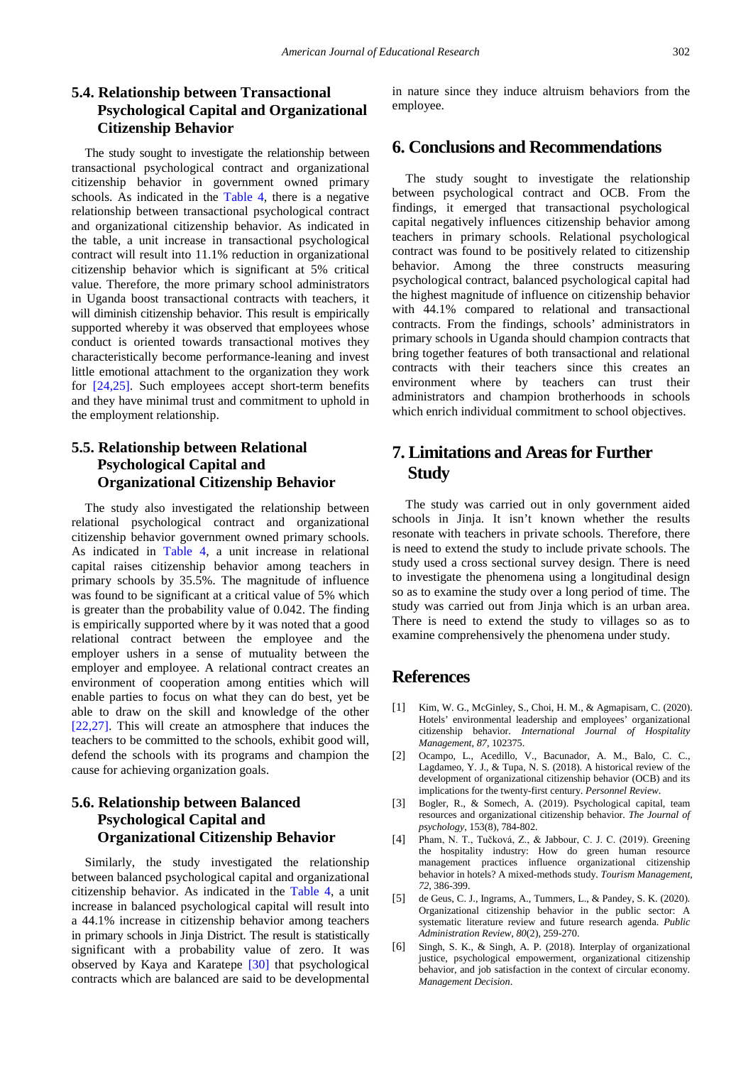## 5.4. Relationship between Transactional Psychological Capital and Organizational Citizenship Behavior

The study sought to investigate the relationship between transactional psychological contract and organizational citizenship behavior in government owned primary schools. As indicated in the Table 4, there is a negative relationship between transactional psychological contract and organizational citizenship behavior. As indicated in the table, a unit increase in transactional psychological contract will result into 11.1% reduction in organizational citizenship behavior which is significant at 5% critical value. Therefore, the more primary school administrators in Uganda boost transactional contracts with teachers, it will diminish citizenship behavior. This result is empirically supported whereby it was observed that employees whose conduct is oriented towards transactional motives they characteristically become performance-leaning and invest little emotional attachment to the organization they work for [24,25]. Such employees accept short-term benefits and they have minimal trust and commitment to uphold in the employment relationship.

## 5.5. Relationship between Relational Psychological Capital and Organizational Citizenship Behavior

The study also investigated the relationship between relational psychological contract and organizational citizenship behavior government owned primary schools. As indicated in Table 4, a unit increase in relational capital raises citizenship behavior among teachers in primary schools by 35.5%. The magnitude of influence was found to be significant at a critical value of 5% which is greater than the probability value of 0.042. The finding is empirically supported where by it was noted that a good relational contract between the employee and the employer ushers in a sense of mutuality between the employer and employee. A relational contract creates an environment of cooperation among entities which will enable parties to focus on what they can do best, yet be able to draw on the skill and knowledge of the other [22,27]. This will create an atmosphere that induces the teachers to be committed to the schools, exhibit good will, defend the schools with its programs and champion the cause for achieving organization goals.

## 5.6. Relationship between Balanced Psychological Capital and Organizational Citizenship Behavior

Similarly, the study investigated the relationship between balanced psychological capital and organizational citizenship behavior. As indicated in the Table 4, a unit increase in balanced psychological capital will result into a 44.1% increase in citizenship behavior among teachers in primary schools in Jinja District. The result is statistically significant with a probability value of zero. It was observed by Kaya and Karatepe [30] that psychological contracts which are balanced are said to be developmental in nature since they induce altruism behaviors from the employee.

# 6. Conclusions and Recommendations

The study sought to investigate the relationship between psychological contract and OCB. From the findings, it emerged that transactional psychological capital negatively influences citizenship behavior among teachers in primary schools. Relational psychological contract was found to be positively related to citizenship behavior. Among the three constructs measuring psychological contract, balanced psychological capital had the highest magnitude of influence on citizenship behavior with 44.1% compared to relational and transactional contracts. From the findings, schools' administrators in primary schools in Uganda should champion contracts that bring together features of both transactional and relational contracts with their teachers since this creates an environment where by teachers can trust their administrators and champion brotherhoods in schools which enrich individual commitment to school objectives.

# 7. Limitations and Areas for Further Study

The study was carried out in only government aided schools in Jinja. It isn't known whether the results resonate with teachers in private schools. Therefore, there is need to extend the study to include private schools. The study used a cross sectional survey design. There is need to investigate the phenomena using a longitudinal design so as to examine the study over a long period of time. The study was carried out from Jinja which is an urban area. There is need to extend the study to villages so as to examine comprehensively the phenomena under study.

# References

[1] Kim, W. G., McGinley, S., Choi, H. M., & Agmapisarn, C. (2020). Hotels' environmental leadership and employees' organizational citizenship behavior. *International Journal of Hospitality Management*, *87*, 102375.

[2] Ocampo, L., Acedillo, V., Bacunador, A. M., Balo, C. C., Lagdameo, Y. J., & Tupa, N. S. (2018). A historical review of the development of organizational citizenship behavior (OCB) and its implications for the twenty-first century. *Personnel Review*.

[3] Bogler, R., & Somech, A. (2019). Psychological capital, team resources and organizational citizenship behavior. *The Journal of psychology*, 153(8), 784-802.

[4] Pham, N. T., Tučková, Z., & Jabbour, C. J. C. (2019). Greening the hospitality industry: How do green human resource management practices influence organizational citizenship behavior in hotels? A mixed-methods study. *Tourism Management*, *72*, 386-399.

[5] de Geus, C. J., Ingrams, A., Tummers, L., & Pandey, S. K. (2020). Organizational citizenship behavior in the public sector: A systematic literature review and future research agenda. *Public Administration Review*, *80*(2), 259-270.

[6] Singh, S. K., & Singh, A. P. (2018). Interplay of organizational justice, psychological empowerment, organizational citizenship behavior, and job satisfaction in the context of circular economy. *Management Decision*.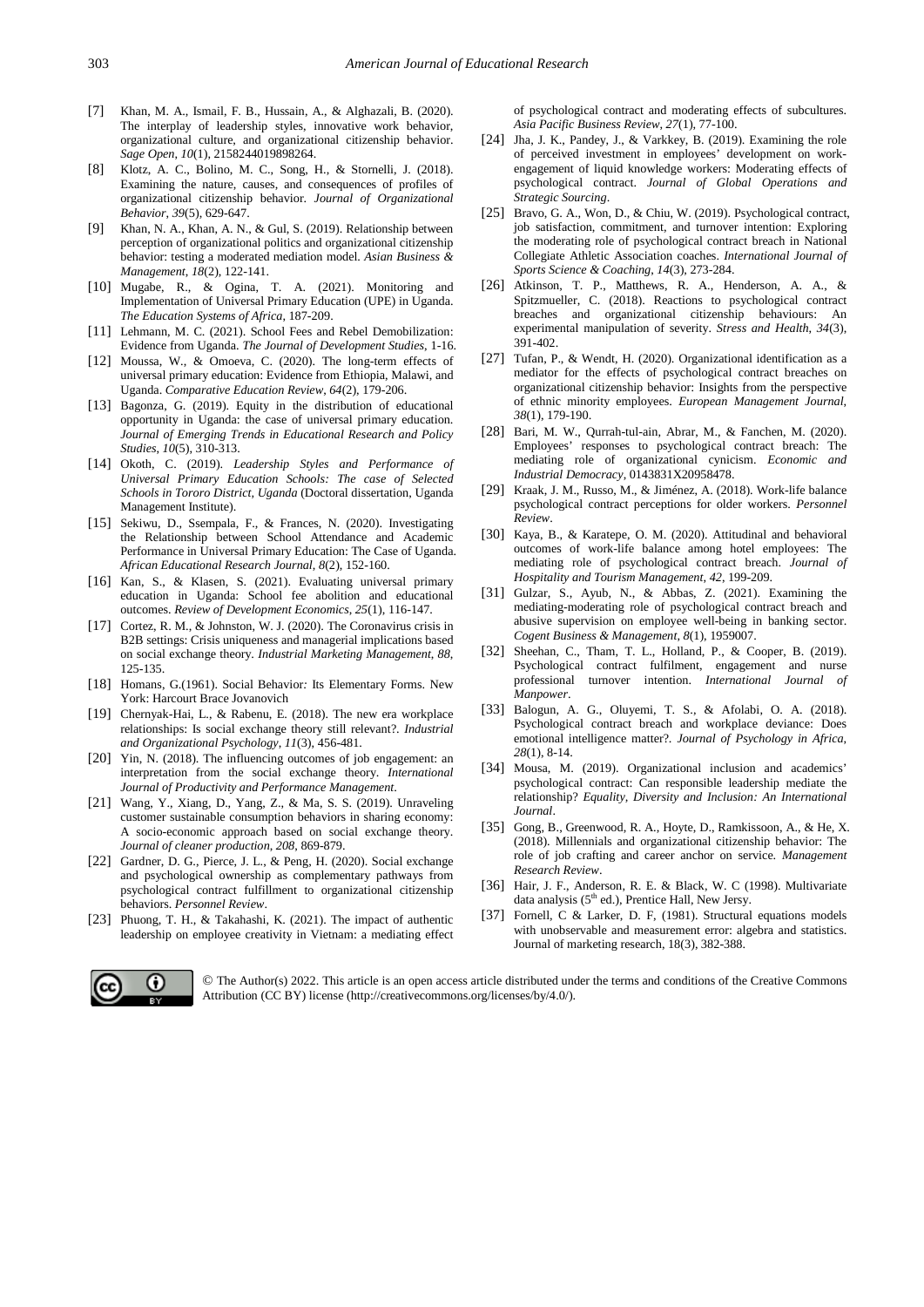[7] Khan, M. A., Ismail, F. B., Hussain, A., & Alghazali, B. (2020). The interplay of leadership styles, innovative work behavior, organizational culture, and organizational citizenship behavior. *Sage Open*, *10*(1), 2158244019898264.

[8] Klotz, A. C., Bolino, M. C., Song, H., & Stornelli, J. (2018). Examining the nature, causes, and consequences of profiles of organizational citizenship behavior. *Journal of Organizational Behavior*, *39*(5), 629-647.

[9] Khan, N. A., Khan, A. N., & Gul, S. (2019). Relationship between perception of organizational politics and organizational citizenship behavior: testing a moderated mediation model. *Asian Business & Management*, *18*(2), 122-141.

[10] Mugabe, R., & Ogina, T. A. (2021). Monitoring and Implementation of Universal Primary Education (UPE) in Uganda. *The Education Systems of Africa*, 187-209.

[11] Lehmann, M. C. (2021). School Fees and Rebel Demobilization: Evidence from Uganda. *The Journal of Development Studies*, 1-16.

[12] Moussa, W., & Omoeva, C. (2020). The long-term effects of universal primary education: Evidence from Ethiopia, Malawi, and Uganda. *Comparative Education Review*, *64*(2), 179-206.

[13] Bagonza, G. (2019). Equity in the distribution of educational opportunity in Uganda: the case of universal primary education. *Journal of Emerging Trends in Educational Research and Policy Studies*, *10*(5), 310-313.

[14] Okoth, C. (2019). *Leadership Styles and Performance of Universal Primary Education Schools: The case of Selected Schools in Tororo District, Uganda* (Doctoral dissertation, Uganda Management Institute).

[15] Sekiwu, D., Ssempala, F., & Frances, N. (2020). Investigating the Relationship between School Attendance and Academic Performance in Universal Primary Education: The Case of Uganda. *African Educational Research Journal*, *8*(2), 152-160.

[16] Kan, S., & Klasen, S. (2021). Evaluating universal primary education in Uganda: School fee abolition and educational outcomes. *Review of Development Economics*, *25*(1), 116-147.

[17] Cortez, R. M., & Johnston, W. J. (2020). The Coronavirus crisis in B2B settings: Crisis uniqueness and managerial implications based on social exchange theory. *Industrial Marketing Management*, *88*, 125-135.

[18] Homans, G.(1961). Social Behavior*:* Its Elementary Forms. New York: Harcourt Brace Jovanovich

[19] Chernyak-Hai, L., & Rabenu, E. (2018). The new era workplace relationships: Is social exchange theory still relevant?. *Industrial and Organizational Psychology*, *11*(3), 456-481.

[20] Yin, N. (2018). The influencing outcomes of job engagement: an interpretation from the social exchange theory. *International Journal of Productivity and Performance Management*.

[21] Wang, Y., Xiang, D., Yang, Z., & Ma, S. S. (2019). Unraveling customer sustainable consumption behaviors in sharing economy: A socio-economic approach based on social exchange theory. *Journal of cleaner production*, *208*, 869-879.

[22] Gardner, D. G., Pierce, J. L., & Peng, H. (2020). Social exchange and psychological ownership as complementary pathways from psychological contract fulfillment to organizational citizenship behaviors. *Personnel Review*.

[23] Phuong, T. H., & Takahashi, K. (2021). The impact of authentic leadership on employee creativity in Vietnam: a mediating effect of psychological contract and moderating effects of subcultures. *Asia Pacific Business Review*, *27*(1), 77-100.

[24] Jha, J. K., Pandey, J., & Varkkey, B. (2019). Examining the role of perceived investment in employees' development on work-engagement of liquid knowledge workers: Moderating effects of psychological contract. *Journal of Global Operations and Strategic Sourcing*.

[25] Bravo, G. A., Won, D., & Chiu, W. (2019). Psychological contract, job satisfaction, commitment, and turnover intention: Exploring the moderating role of psychological contract breach in National Collegiate Athletic Association coaches. *International Journal of Sports Science & Coaching*, *14*(3), 273-284.

[26] Atkinson, T. P., Matthews, R. A., Henderson, A. A., & Spitzmueller, C. (2018). Reactions to psychological contract breaches and organizational citizenship behaviours: An experimental manipulation of severity. *Stress and Health*, *34*(3), 391-402.

[27] Tufan, P., & Wendt, H. (2020). Organizational identification as a mediator for the effects of psychological contract breaches on organizational citizenship behavior: Insights from the perspective of ethnic minority employees. *European Management Journal*, *38*(1), 179-190.

[28] Bari, M. W., Qurrah-tul-ain, Abrar, M., & Fanchen, M. (2020). Employees' responses to psychological contract breach: The mediating role of organizational cynicism. *Economic and Industrial Democracy*, 0143831X20958478.

[29] Kraak, J. M., Russo, M., & Jiménez, A. (2018). Work-life balance psychological contract perceptions for older workers. *Personnel Review*.

[30] Kaya, B., & Karatepe, O. M. (2020). Attitudinal and behavioral outcomes of work-life balance among hotel employees: The mediating role of psychological contract breach. *Journal of Hospitality and Tourism Management*, *42*, 199-209.

[31] Gulzar, S., Ayub, N., & Abbas, Z. (2021). Examining the mediating-moderating role of psychological contract breach and abusive supervision on employee well-being in banking sector. *Cogent Business & Management*, *8*(1), 1959007.

[32] Sheehan, C., Tham, T. L., Holland, P., & Cooper, B. (2019). Psychological contract fulfilment, engagement and nurse professional turnover intention. *International Journal of Manpower*.

[33] Balogun, A. G., Oluyemi, T. S., & Afolabi, O. A. (2018). Psychological contract breach and workplace deviance: Does emotional intelligence matter?. *Journal of Psychology in Africa*, *28*(1), 8-14.

[34] Mousa, M. (2019). Organizational inclusion and academics' psychological contract: Can responsible leadership mediate the relationship? *Equality, Diversity and Inclusion: An International Journal*.

[35] Gong, B., Greenwood, R. A., Hoyte, D., Ramkissoon, A., & He, X. (2018). Millennials and organizational citizenship behavior: The role of job crafting and career anchor on service. *Management Research Review*.

[36] Hair, J. F., Anderson, R. E. & Black, W. C (1998). Multivariate data analysis (5th ed.), Prentice Hall, New Jersy.

[37] Fornell, C & Larker, D. F, (1981). Structural equations models with unobservable and measurement error: algebra and statistics. Journal of marketing research, 18(3), 382-388.

© The Author(s) 2022. This article is an open access article distributed under the terms and conditions of the Creative Commons Attribution (CC BY) license (http://creativecommons.org/licenses/by/4.0/).